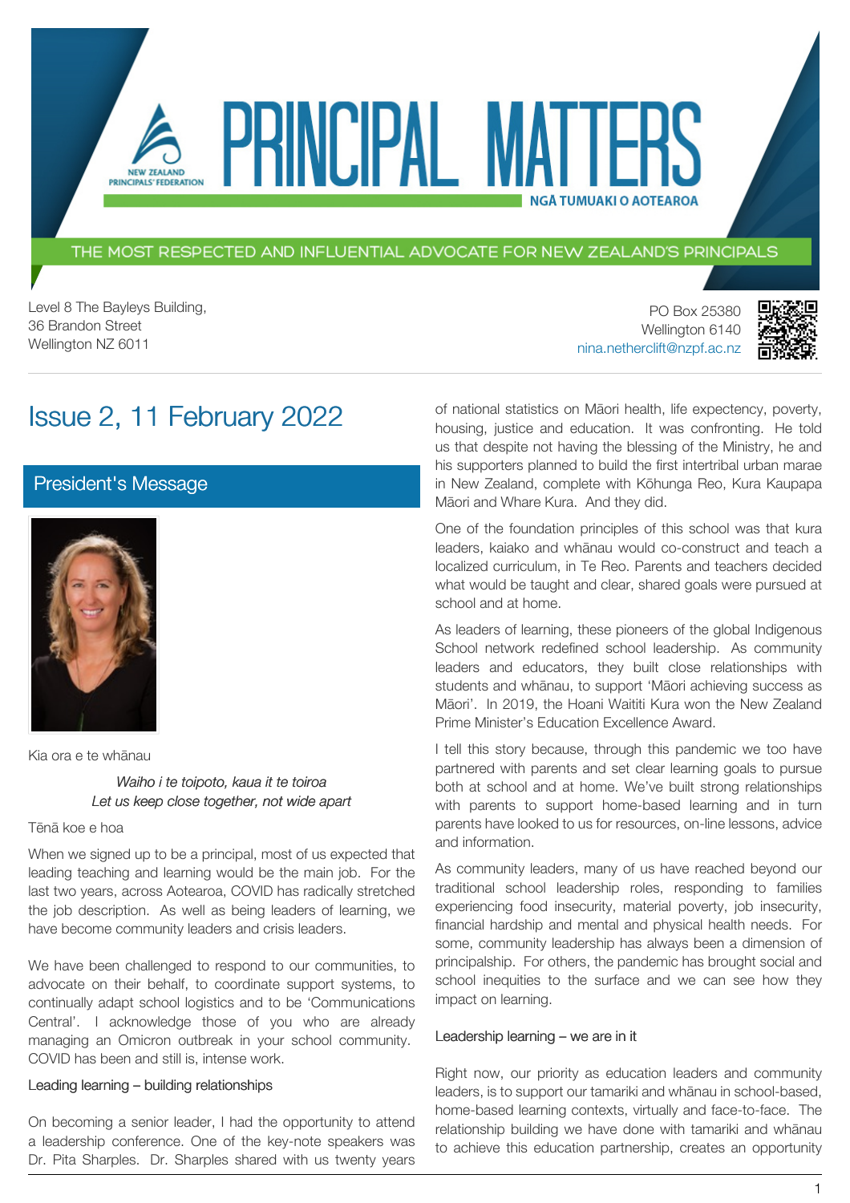# PRINCIPAL MATTERS

NEW ZEALAND PRINCIPALS' FEDERATION

NGĀ TUMUAKI O AOTEAROA

THE MOST RESPECTED AND INFLUENTIAL ADVOCATE FOR NEW ZEALAND'S PRINCIPALS

Level 8 The Bayleys Building,
36 Brandon Street
Wellington NZ 6011

PO Box 25380
Wellington 6140
nina.netherclift@nzpf.ac.nz

## Issue 2, 11 February 2022

## President's Message

Kia ora e te whānau

*Waiho i te toipoto, kaua it te toiroa*
*Let us keep close together, not wide apart*

Tēnā koe e hoa

When we signed up to be a principal, most of us expected that leading teaching and learning would be the main job. For the last two years, across Aotearoa, COVID has radically stretched the job description. As well as being leaders of learning, we have become community leaders and crisis leaders.

We have been challenged to respond to our communities, to advocate on their behalf, to coordinate support systems, to continually adapt school logistics and to be 'Communications Central'. I acknowledge those of you who are already managing an Omicron outbreak in your school community. COVID has been and still is, intense work.

### Leading learning – building relationships

On becoming a senior leader, I had the opportunity to attend a leadership conference. One of the key-note speakers was Dr. Pita Sharples. Dr. Sharples shared with us twenty years of national statistics on Māori health, life expectency, poverty, housing, justice and education. It was confronting. He told us that despite not having the blessing of the Ministry, he and his supporters planned to build the first intertribal urban marae in New Zealand, complete with Kōhunga Reo, Kura Kaupapa Māori and Whare Kura. And they did.

One of the foundation principles of this school was that kura leaders, kaiako and whānau would co-construct and teach a localized curriculum, in Te Reo. Parents and teachers decided what would be taught and clear, shared goals were pursued at school and at home.

As leaders of learning, these pioneers of the global Indigenous School network redefined school leadership. As community leaders and educators, they built close relationships with students and whānau, to support 'Māori achieving success as Māori'. In 2019, the Hoani Waititi Kura won the New Zealand Prime Minister's Education Excellence Award.

I tell this story because, through this pandemic we too have partnered with parents and set clear learning goals to pursue both at school and at home. We've built strong relationships with parents to support home-based learning and in turn parents have looked to us for resources, on-line lessons, advice and information.

As community leaders, many of us have reached beyond our traditional school leadership roles, responding to families experiencing food insecurity, material poverty, job insecurity, financial hardship and mental and physical health needs. For some, community leadership has always been a dimension of principalship. For others, the pandemic has brought social and school inequities to the surface and we can see how they impact on learning.

### Leadership learning – we are in it

Right now, our priority as education leaders and community leaders, is to support our tamariki and whānau in school-based, home-based learning contexts, virtually and face-to-face. The relationship building we have done with tamariki and whānau to achieve this education partnership, creates an opportunity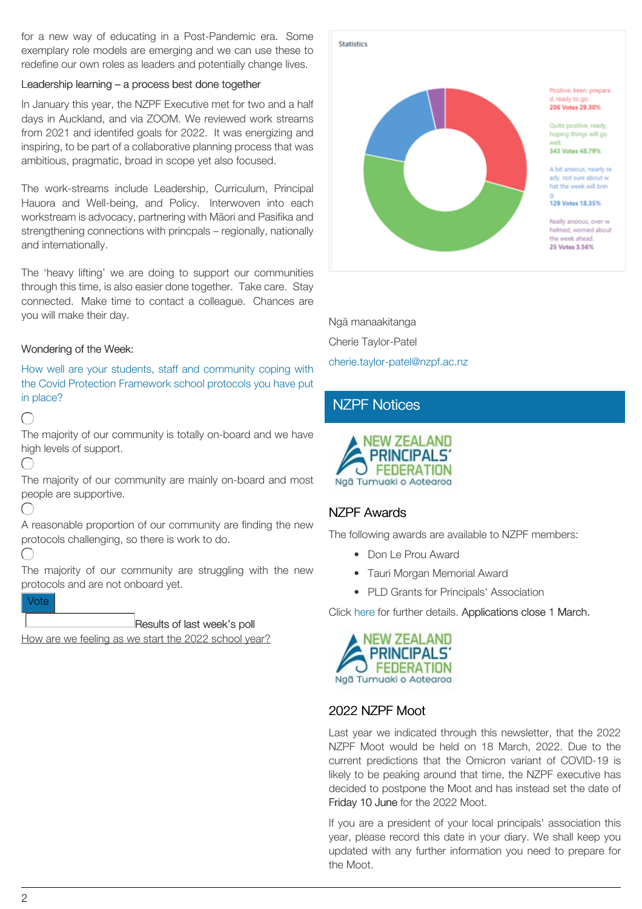for a new way of educating in a Post-Pandemic era. Some exemplary role models are emerging and we can use these to redefine our own roles as leaders and potentially change lives.

Leadership learning – a process best done together

In January this year, the NZPF Executive met for two and a half days in Auckland, and via ZOOM. We reviewed work streams from 2021 and identifed goals for 2022. It was energizing and inspiring, to be part of a collaborative planning process that was ambitious, pragmatic, broad in scope yet also focused.

The work-streams include Leadership, Curriculum, Principal Hauora and Well-being, and Policy. Interwoven into each workstream is advocacy, partnering with Māori and Pasifika and strengthening connections with princpals – regionally, nationally and internationally.

The 'heavy lifting' we are doing to support our communities through this time, is also easier done together. Take care. Stay connected. Make time to contact a colleague. Chances are you will make their day.

Wondering of the Week:

How well are your students, staff and community coping with the Covid Protection Framework school protocols you have put in place?

- The majority of our community is totally on-board and we have high levels of support.
- The majority of our community are mainly on-board and most people are supportive.
- A reasonable proportion of our community are finding the new protocols challenging, so there is work to do.
- The majority of our community are struggling with the new protocols and are not onboard yet.

Vote

Results of last week's poll

How are we feeling as we start the 2022 school year?

Statistics

- Positive, keen, prepared, ready to go. 206 Votes 29.30%
- Quite positive, ready, hoping things will go well. 343 Votes 48.79%
- A bit anxious, nearly ready, not sure about what the week will bring. 129 Votes 18.35%
- Really anxious, over-whelmed, worried about the week ahead. 25 Votes 3.56%

Ngā manaakitanga

Cherie Taylor-Patel

cherie.taylor-patel@nzpf.ac.nz

## NZPF Notices

NEW ZEALAND PRINCIPALS' FEDERATION
Ngā Tumuaki o Aotearoa

### NZPF Awards

The following awards are available to NZPF members:

- Don Le Prou Award
- Tauri Morgan Memorial Award
- PLD Grants for Principals' Association

Click here for further details. Applications close 1 March.

NEW ZEALAND PRINCIPALS' FEDERATION
Ngā Tumuaki o Aotearoa

### 2022 NZPF Moot

Last year we indicated through this newsletter, that the 2022 NZPF Moot would be held on 18 March, 2022. Due to the current predictions that the Omicron variant of COVID-19 is likely to be peaking around that time, the NZPF executive has decided to postpone the Moot and has instead set the date of Friday 10 June for the 2022 Moot.

If you are a president of your local principals' association this year, please record this date in your diary. We shall keep you updated with any further information you need to prepare for the Moot.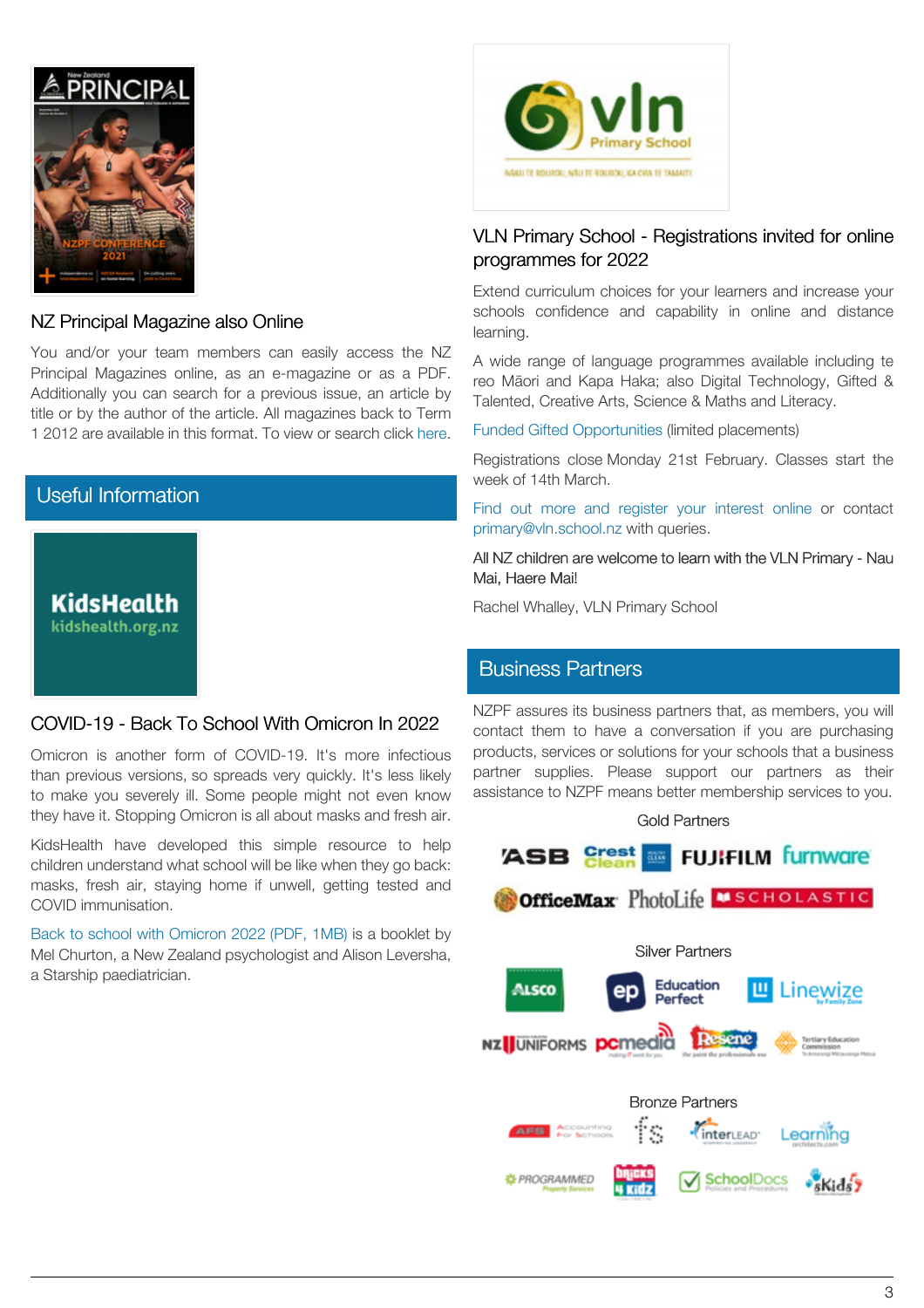## NZ Principal Magazine also Online

You and/or your team members can easily access the NZ Principal Magazines online, as an e-magazine or as a PDF. Additionally you can search for a previous issue, an article by title or by the author of the article. All magazines back to Term 1 2012 are available in this format. To view or search click here.

## Useful Information

### COVID-19 - Back To School With Omicron In 2022

Omicron is another form of COVID-19. It's more infectious than previous versions, so spreads very quickly. It's less likely to make you severely ill. Some people might not even know they have it. Stopping Omicron is all about masks and fresh air.

KidsHealth have developed this simple resource to help children understand what school will be like when they go back: masks, fresh air, staying home if unwell, getting tested and COVID immunisation.

Back to school with Omicron 2022 (PDF, 1MB) is a booklet by Mel Churton, a New Zealand psychologist and Alison Leversha, a Starship paediatrician.

### VLN Primary School - Registrations invited for online programmes for 2022

Extend curriculum choices for your learners and increase your schools confidence and capability in online and distance learning.

A wide range of language programmes available including te reo Māori and Kapa Haka; also Digital Technology, Gifted & Talented, Creative Arts, Science & Maths and Literacy.

Funded Gifted Opportunities (limited placements)

Registrations close Monday 21st February. Classes start the week of 14th March.

Find out more and register your interest online or contact primary@vln.school.nz with queries.

All NZ children are welcome to learn with the VLN Primary - Nau Mai, Haere Mai!

Rachel Whalley, VLN Primary School

## Business Partners

NZPF assures its business partners that, as members, you will contact them to have a conversation if you are purchasing products, services or solutions for your schools that a business partner supplies. Please support our partners as their assistance to NZPF means better membership services to you.

Gold Partners

Silver Partners

Bronze Partners